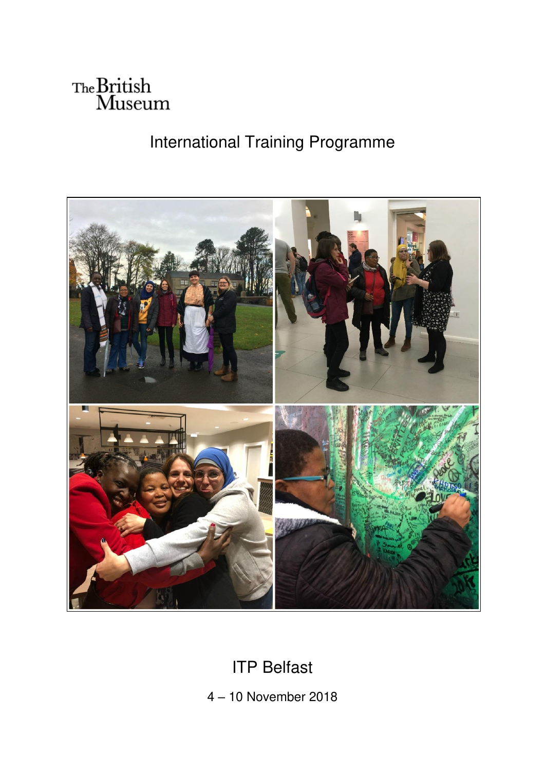The British Museum

# International Training Programme

# ITP Belfast

4 – 10 November 2018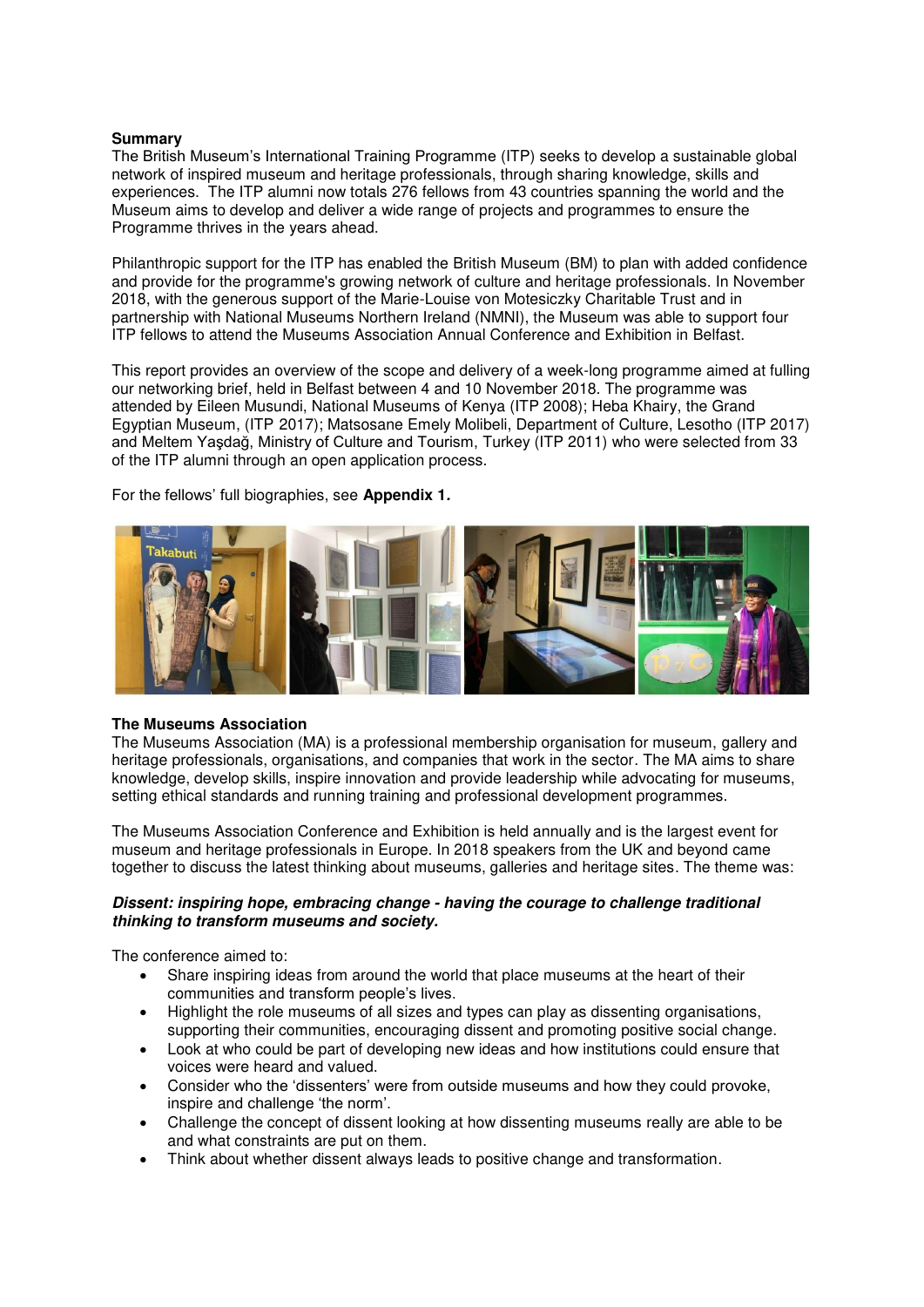**Summary**

The British Museum's International Training Programme (ITP) seeks to develop a sustainable global network of inspired museum and heritage professionals, through sharing knowledge, skills and experiences. The ITP alumni now totals 276 fellows from 43 countries spanning the world and the Museum aims to develop and deliver a wide range of projects and programmes to ensure the Programme thrives in the years ahead.

Philanthropic support for the ITP has enabled the British Museum (BM) to plan with added confidence and provide for the programme's growing network of culture and heritage professionals. In November 2018, with the generous support of the Marie-Louise von Motesiczky Charitable Trust and in partnership with National Museums Northern Ireland (NMNI), the Museum was able to support four ITP fellows to attend the Museums Association Annual Conference and Exhibition in Belfast.

This report provides an overview of the scope and delivery of a week-long programme aimed at fulling our networking brief, held in Belfast between 4 and 10 November 2018. The programme was attended by Eileen Musundi, National Museums of Kenya (ITP 2008); Heba Khairy, the Grand Egyptian Museum, (ITP 2017); Matsosane Emely Molibeli, Department of Culture, Lesotho (ITP 2017) and Meltem Yaşdağ, Ministry of Culture and Tourism, Turkey (ITP 2011) who were selected from 33 of the ITP alumni through an open application process.

For the fellows' full biographies, see **Appendix 1.**

**The Museums Association**

The Museums Association (MA) is a professional membership organisation for museum, gallery and heritage professionals, organisations, and companies that work in the sector. The MA aims to share knowledge, develop skills, inspire innovation and provide leadership while advocating for museums, setting ethical standards and running training and professional development programmes.

The Museums Association Conference and Exhibition is held annually and is the largest event for museum and heritage professionals in Europe. In 2018 speakers from the UK and beyond came together to discuss the latest thinking about museums, galleries and heritage sites. The theme was:

***Dissent: inspiring hope, embracing change - having the courage to challenge traditional thinking to transform museums and society.***

The conference aimed to:

- Share inspiring ideas from around the world that place museums at the heart of their communities and transform people's lives.
- Highlight the role museums of all sizes and types can play as dissenting organisations, supporting their communities, encouraging dissent and promoting positive social change.
- Look at who could be part of developing new ideas and how institutions could ensure that voices were heard and valued.
- Consider who the 'dissenters' were from outside museums and how they could provoke, inspire and challenge 'the norm'.
- Challenge the concept of dissent looking at how dissenting museums really are able to be and what constraints are put on them.
- Think about whether dissent always leads to positive change and transformation.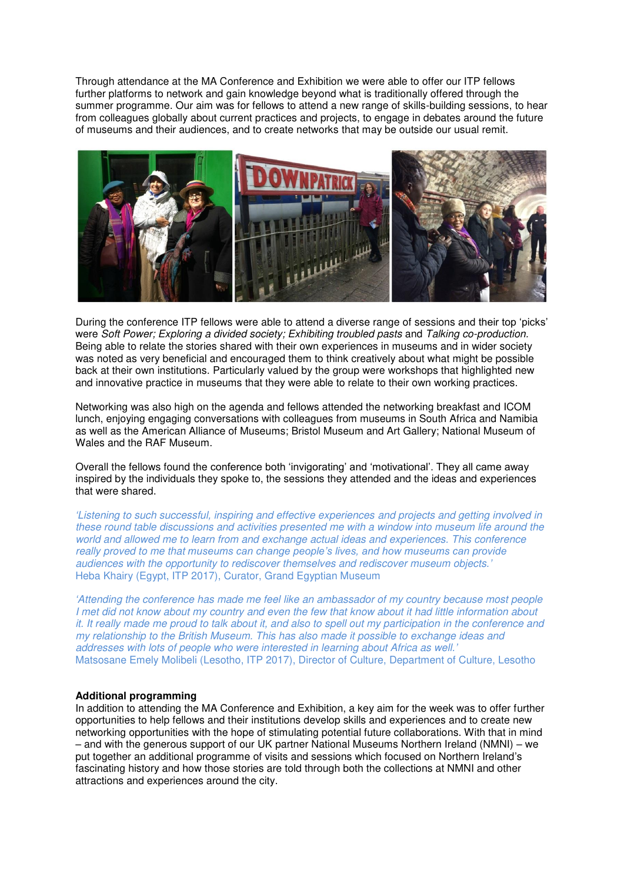Through attendance at the MA Conference and Exhibition we were able to offer our ITP fellows further platforms to network and gain knowledge beyond what is traditionally offered through the summer programme. Our aim was for fellows to attend a new range of skills-building sessions, to hear from colleagues globally about current practices and projects, to engage in debates around the future of museums and their audiences, and to create networks that may be outside our usual remit.

During the conference ITP fellows were able to attend a diverse range of sessions and their top 'picks' were *Soft Power; Exploring a divided society; Exhibiting troubled pasts* and *Talking co-production*. Being able to relate the stories shared with their own experiences in museums and in wider society was noted as very beneficial and encouraged them to think creatively about what might be possible back at their own institutions. Particularly valued by the group were workshops that highlighted new and innovative practice in museums that they were able to relate to their own working practices.

Networking was also high on the agenda and fellows attended the networking breakfast and ICOM lunch, enjoying engaging conversations with colleagues from museums in South Africa and Namibia as well as the American Alliance of Museums; Bristol Museum and Art Gallery; National Museum of Wales and the RAF Museum.

Overall the fellows found the conference both 'invigorating' and 'motivational'. They all came away inspired by the individuals they spoke to, the sessions they attended and the ideas and experiences that were shared.

*'Listening to such successful, inspiring and effective experiences and projects and getting involved in these round table discussions and activities presented me with a window into museum life around the world and allowed me to learn from and exchange actual ideas and experiences. This conference really proved to me that museums can change people's lives, and how museums can provide audiences with the opportunity to rediscover themselves and rediscover museum objects.'*
Heba Khairy (Egypt, ITP 2017), Curator, Grand Egyptian Museum

*'Attending the conference has made me feel like an ambassador of my country because most people I met did not know about my country and even the few that know about it had little information about it. It really made me proud to talk about it, and also to spell out my participation in the conference and my relationship to the British Museum. This has also made it possible to exchange ideas and addresses with lots of people who were interested in learning about Africa as well.'*
Matsosane Emely Molibeli (Lesotho, ITP 2017), Director of Culture, Department of Culture, Lesotho

**Additional programming**

In addition to attending the MA Conference and Exhibition, a key aim for the week was to offer further opportunities to help fellows and their institutions develop skills and experiences and to create new networking opportunities with the hope of stimulating potential future collaborations. With that in mind – and with the generous support of our UK partner National Museums Northern Ireland (NMNI) – we put together an additional programme of visits and sessions which focused on Northern Ireland's fascinating history and how those stories are told through both the collections at NMNI and other attractions and experiences around the city.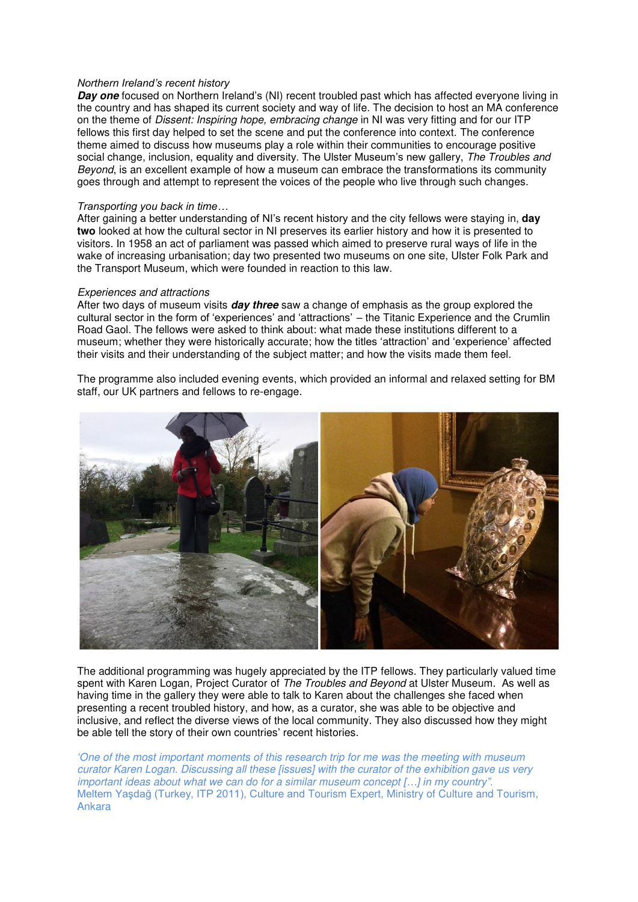*Northern Ireland's recent history*

***Day one*** focused on Northern Ireland's (NI) recent troubled past which has affected everyone living in the country and has shaped its current society and way of life. The decision to host an MA conference on the theme of *Dissent: Inspiring hope, embracing change* in NI was very fitting and for our ITP fellows this first day helped to set the scene and put the conference into context. The conference theme aimed to discuss how museums play a role within their communities to encourage positive social change, inclusion, equality and diversity. The Ulster Museum's new gallery, *The Troubles and Beyond*, is an excellent example of how a museum can embrace the transformations its community goes through and attempt to represent the voices of the people who live through such changes.

*Transporting you back in time…*

After gaining a better understanding of NI's recent history and the city fellows were staying in, **day two** looked at how the cultural sector in NI preserves its earlier history and how it is presented to visitors. In 1958 an act of parliament was passed which aimed to preserve rural ways of life in the wake of increasing urbanisation; day two presented two museums on one site, Ulster Folk Park and the Transport Museum, which were founded in reaction to this law.

*Experiences and attractions*

After two days of museum visits ***day three*** saw a change of emphasis as the group explored the cultural sector in the form of 'experiences' and 'attractions' – the Titanic Experience and the Crumlin Road Gaol. The fellows were asked to think about: what made these institutions different to a museum; whether they were historically accurate; how the titles 'attraction' and 'experience' affected their visits and their understanding of the subject matter; and how the visits made them feel.

The programme also included evening events, which provided an informal and relaxed setting for BM staff, our UK partners and fellows to re-engage.

The additional programming was hugely appreciated by the ITP fellows. They particularly valued time spent with Karen Logan, Project Curator of *The Troubles and Beyond* at Ulster Museum. As well as having time in the gallery they were able to talk to Karen about the challenges she faced when presenting a recent troubled history, and how, as a curator, she was able to be objective and inclusive, and reflect the diverse views of the local community. They also discussed how they might be able tell the story of their own countries' recent histories.

*'One of the most important moments of this research trip for me was the meeting with museum curator Karen Logan. Discussing all these [issues] with the curator of the exhibition gave us very important ideas about what we can do for a similar museum concept […] in my country".*
Meltem Yaşdağ (Turkey, ITP 2011), Culture and Tourism Expert, Ministry of Culture and Tourism, Ankara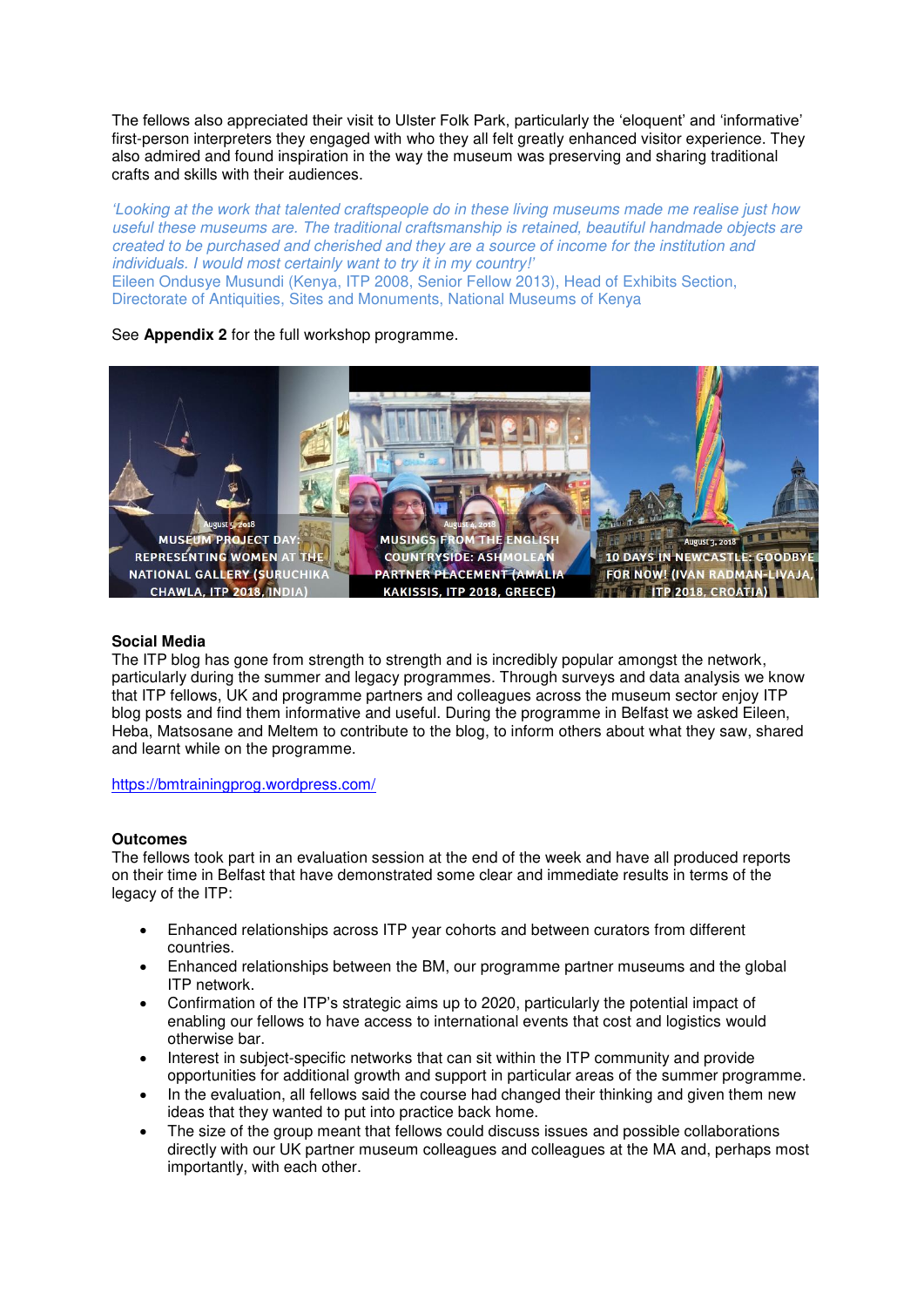The fellows also appreciated their visit to Ulster Folk Park, particularly the 'eloquent' and 'informative' first-person interpreters they engaged with who they all felt greatly enhanced visitor experience. They also admired and found inspiration in the way the museum was preserving and sharing traditional crafts and skills with their audiences.

*'Looking at the work that talented craftspeople do in these living museums made me realise just how useful these museums are. The traditional craftsmanship is retained, beautiful handmade objects are created to be purchased and cherished and they are a source of income for the institution and individuals. I would most certainly want to try it in my country!'*
Eileen Ondusye Musundi (Kenya, ITP 2008, Senior Fellow 2013), Head of Exhibits Section, Directorate of Antiquities, Sites and Monuments, National Museums of Kenya

See **Appendix 2** for the full workshop programme.

**Social Media**
The ITP blog has gone from strength to strength and is incredibly popular amongst the network, particularly during the summer and legacy programmes. Through surveys and data analysis we know that ITP fellows, UK and programme partners and colleagues across the museum sector enjoy ITP blog posts and find them informative and useful. During the programme in Belfast we asked Eileen, Heba, Matsosane and Meltem to contribute to the blog, to inform others about what they saw, shared and learnt while on the programme.

https://bmtrainingprog.wordpress.com/

**Outcomes**
The fellows took part in an evaluation session at the end of the week and have all produced reports on their time in Belfast that have demonstrated some clear and immediate results in terms of the legacy of the ITP:

- Enhanced relationships across ITP year cohorts and between curators from different countries.
- Enhanced relationships between the BM, our programme partner museums and the global ITP network.
- Confirmation of the ITP's strategic aims up to 2020, particularly the potential impact of enabling our fellows to have access to international events that cost and logistics would otherwise bar.
- Interest in subject-specific networks that can sit within the ITP community and provide opportunities for additional growth and support in particular areas of the summer programme.
- In the evaluation, all fellows said the course had changed their thinking and given them new ideas that they wanted to put into practice back home.
- The size of the group meant that fellows could discuss issues and possible collaborations directly with our UK partner museum colleagues and colleagues at the MA and, perhaps most importantly, with each other.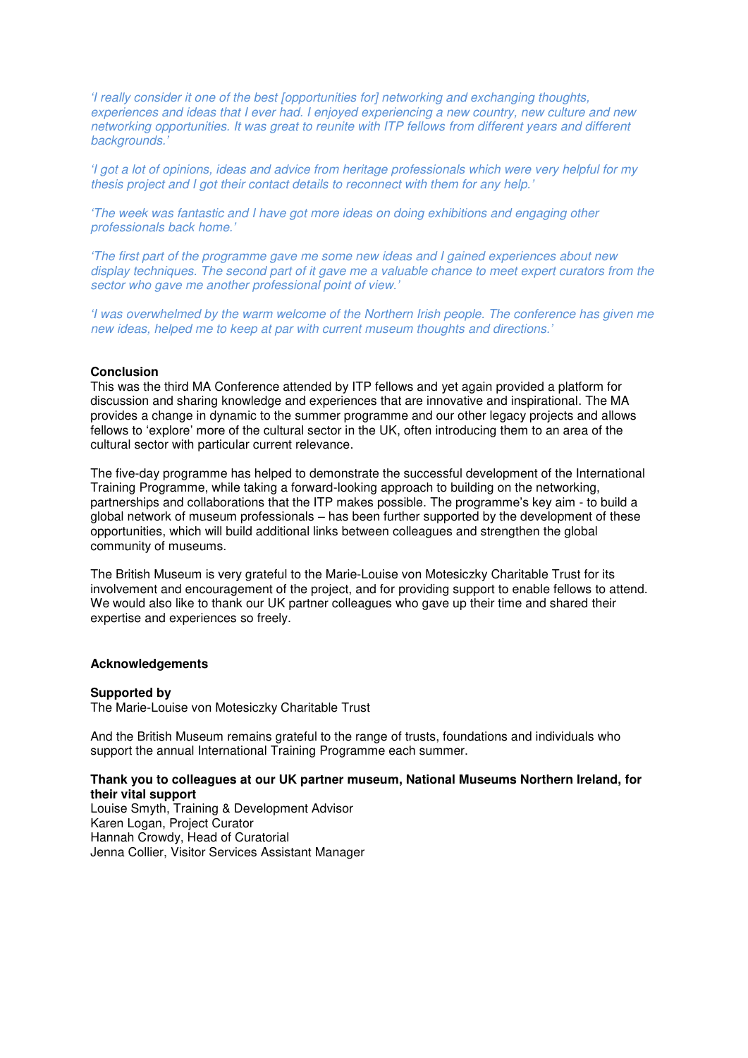*'I really consider it one of the best [opportunities for] networking and exchanging thoughts, experiences and ideas that I ever had. I enjoyed experiencing a new country, new culture and new networking opportunities. It was great to reunite with ITP fellows from different years and different backgrounds.'*

*'I got a lot of opinions, ideas and advice from heritage professionals which were very helpful for my thesis project and I got their contact details to reconnect with them for any help.'*

*'The week was fantastic and I have got more ideas on doing exhibitions and engaging other professionals back home.'*

*'The first part of the programme gave me some new ideas and I gained experiences about new display techniques. The second part of it gave me a valuable chance to meet expert curators from the sector who gave me another professional point of view.'*

*'I was overwhelmed by the warm welcome of the Northern Irish people. The conference has given me new ideas, helped me to keep at par with current museum thoughts and directions.'*

**Conclusion**

This was the third MA Conference attended by ITP fellows and yet again provided a platform for discussion and sharing knowledge and experiences that are innovative and inspirational. The MA provides a change in dynamic to the summer programme and our other legacy projects and allows fellows to 'explore' more of the cultural sector in the UK, often introducing them to an area of the cultural sector with particular current relevance.

The five-day programme has helped to demonstrate the successful development of the International Training Programme, while taking a forward-looking approach to building on the networking, partnerships and collaborations that the ITP makes possible. The programme's key aim - to build a global network of museum professionals – has been further supported by the development of these opportunities, which will build additional links between colleagues and strengthen the global community of museums.

The British Museum is very grateful to the Marie-Louise von Motesiczky Charitable Trust for its involvement and encouragement of the project, and for providing support to enable fellows to attend. We would also like to thank our UK partner colleagues who gave up their time and shared their expertise and experiences so freely.

**Acknowledgements**

**Supported by**

The Marie-Louise von Motesiczky Charitable Trust

And the British Museum remains grateful to the range of trusts, foundations and individuals who support the annual International Training Programme each summer.

**Thank you to colleagues at our UK partner museum, National Museums Northern Ireland, for their vital support**

Louise Smyth, Training & Development Advisor
Karen Logan, Project Curator
Hannah Crowdy, Head of Curatorial
Jenna Collier, Visitor Services Assistant Manager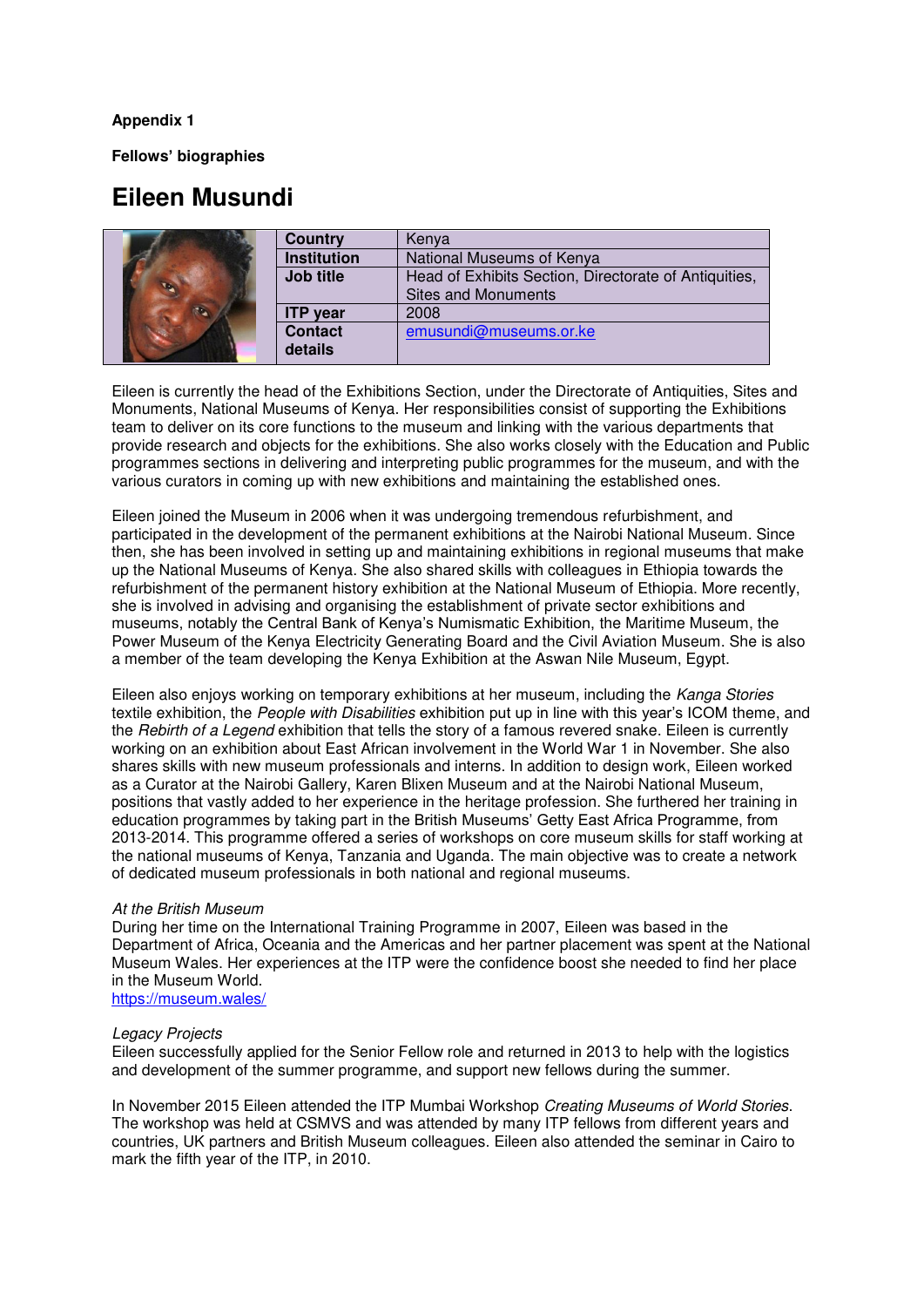**Appendix 1**

**Fellows' biographies**

# Eileen Musundi

| | | |
|---|---|---|
| | **Country** | Kenya |
| | **Institution** | National Museums of Kenya |
| | **Job title** | Head of Exhibits Section, Directorate of Antiquities, Sites and Monuments |
| | **ITP year** | 2008 |
| | **Contact details** | emusundi@museums.or.ke |

Eileen is currently the head of the Exhibitions Section, under the Directorate of Antiquities, Sites and Monuments, National Museums of Kenya. Her responsibilities consist of supporting the Exhibitions team to deliver on its core functions to the museum and linking with the various departments that provide research and objects for the exhibitions. She also works closely with the Education and Public programmes sections in delivering and interpreting public programmes for the museum, and with the various curators in coming up with new exhibitions and maintaining the established ones.

Eileen joined the Museum in 2006 when it was undergoing tremendous refurbishment, and participated in the development of the permanent exhibitions at the Nairobi National Museum. Since then, she has been involved in setting up and maintaining exhibitions in regional museums that make up the National Museums of Kenya. She also shared skills with colleagues in Ethiopia towards the refurbishment of the permanent history exhibition at the National Museum of Ethiopia. More recently, she is involved in advising and organising the establishment of private sector exhibitions and museums, notably the Central Bank of Kenya's Numismatic Exhibition, the Maritime Museum, the Power Museum of the Kenya Electricity Generating Board and the Civil Aviation Museum. She is also a member of the team developing the Kenya Exhibition at the Aswan Nile Museum, Egypt.

Eileen also enjoys working on temporary exhibitions at her museum, including the *Kanga Stories* textile exhibition, the *People with Disabilities* exhibition put up in line with this year's ICOM theme, and the *Rebirth of a Legend* exhibition that tells the story of a famous revered snake. Eileen is currently working on an exhibition about East African involvement in the World War 1 in November. She also shares skills with new museum professionals and interns. In addition to design work, Eileen worked as a Curator at the Nairobi Gallery, Karen Blixen Museum and at the Nairobi National Museum, positions that vastly added to her experience in the heritage profession. She furthered her training in education programmes by taking part in the British Museums' Getty East Africa Programme, from 2013-2014. This programme offered a series of workshops on core museum skills for staff working at the national museums of Kenya, Tanzania and Uganda. The main objective was to create a network of dedicated museum professionals in both national and regional museums.

*At the British Museum*
During her time on the International Training Programme in 2007, Eileen was based in the Department of Africa, Oceania and the Americas and her partner placement was spent at the National Museum Wales. Her experiences at the ITP were the confidence boost she needed to find her place in the Museum World.
https://museum.wales/

*Legacy Projects*
Eileen successfully applied for the Senior Fellow role and returned in 2013 to help with the logistics and development of the summer programme, and support new fellows during the summer.

In November 2015 Eileen attended the ITP Mumbai Workshop *Creating Museums of World Stories*. The workshop was held at CSMVS and was attended by many ITP fellows from different years and countries, UK partners and British Museum colleagues. Eileen also attended the seminar in Cairo to mark the fifth year of the ITP, in 2010.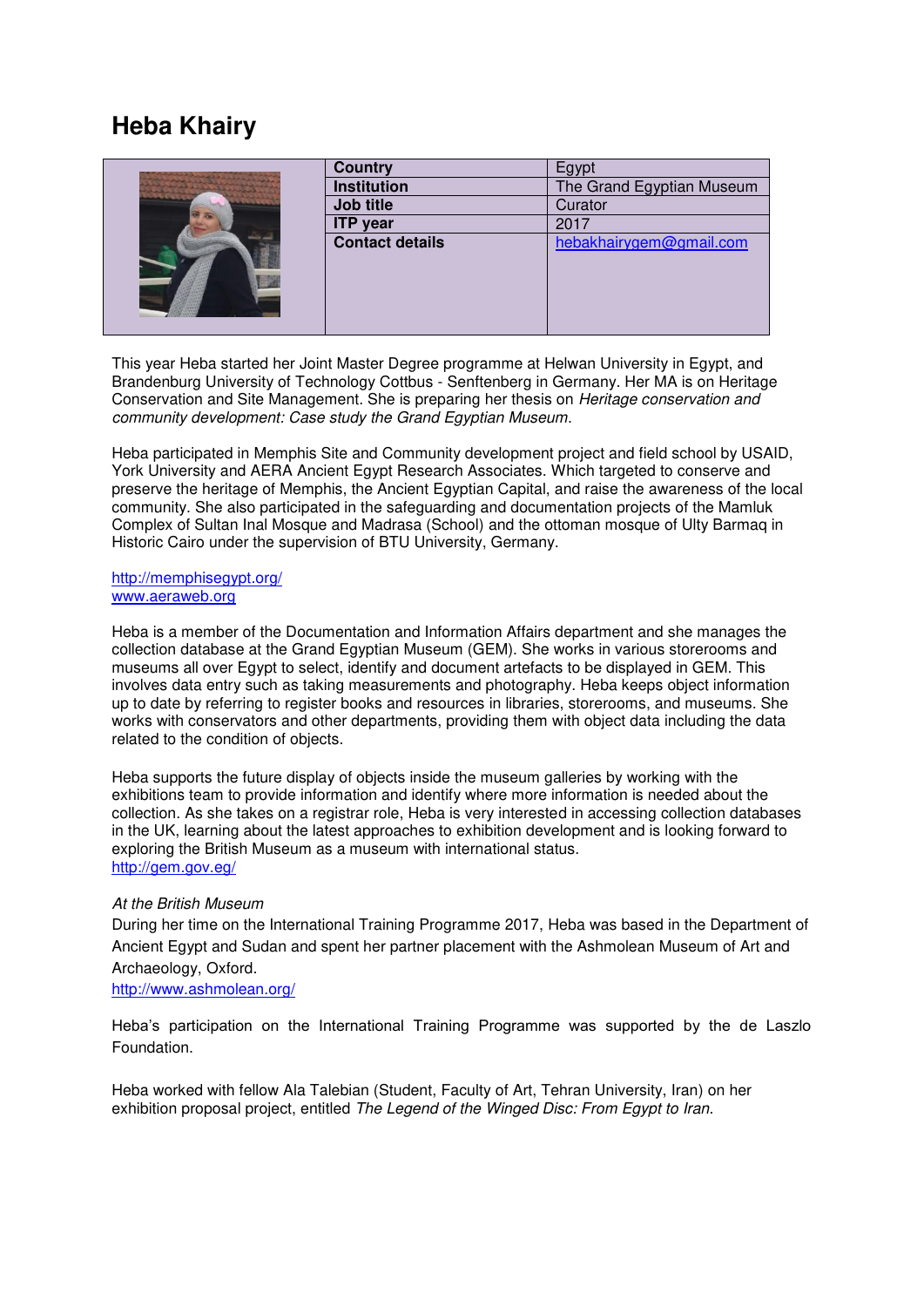# Heba Khairy

| | Country | Egypt |
|---|---|---|
| | Institution | The Grand Egyptian Museum |
| | Job title | Curator |
| | ITP year | 2017 |
| | Contact details | hebakhairygem@gmail.com |

This year Heba started her Joint Master Degree programme at Helwan University in Egypt, and Brandenburg University of Technology Cottbus - Senftenberg in Germany. Her MA is on Heritage Conservation and Site Management. She is preparing her thesis on *Heritage conservation and community development: Case study the Grand Egyptian Museum*.

Heba participated in Memphis Site and Community development project and field school by USAID, York University and AERA Ancient Egypt Research Associates. Which targeted to conserve and preserve the heritage of Memphis, the Ancient Egyptian Capital, and raise the awareness of the local community. She also participated in the safeguarding and documentation projects of the Mamluk Complex of Sultan Inal Mosque and Madrasa (School) and the ottoman mosque of Ulty Barmaq in Historic Cairo under the supervision of BTU University, Germany.

http://memphisegypt.org/
www.aeraweb.org

Heba is a member of the Documentation and Information Affairs department and she manages the collection database at the Grand Egyptian Museum (GEM). She works in various storerooms and museums all over Egypt to select, identify and document artefacts to be displayed in GEM. This involves data entry such as taking measurements and photography. Heba keeps object information up to date by referring to register books and resources in libraries, storerooms, and museums. She works with conservators and other departments, providing them with object data including the data related to the condition of objects.

Heba supports the future display of objects inside the museum galleries by working with the exhibitions team to provide information and identify where more information is needed about the collection. As she takes on a registrar role, Heba is very interested in accessing collection databases in the UK, learning about the latest approaches to exhibition development and is looking forward to exploring the British Museum as a museum with international status.
http://gem.gov.eg/

*At the British Museum*
During her time on the International Training Programme 2017, Heba was based in the Department of Ancient Egypt and Sudan and spent her partner placement with the Ashmolean Museum of Art and Archaeology, Oxford.
http://www.ashmolean.org/

Heba's participation on the International Training Programme was supported by the de Laszlo Foundation.

Heba worked with fellow Ala Talebian (Student, Faculty of Art, Tehran University, Iran) on her exhibition proposal project, entitled *The Legend of the Winged Disc: From Egypt to Iran.*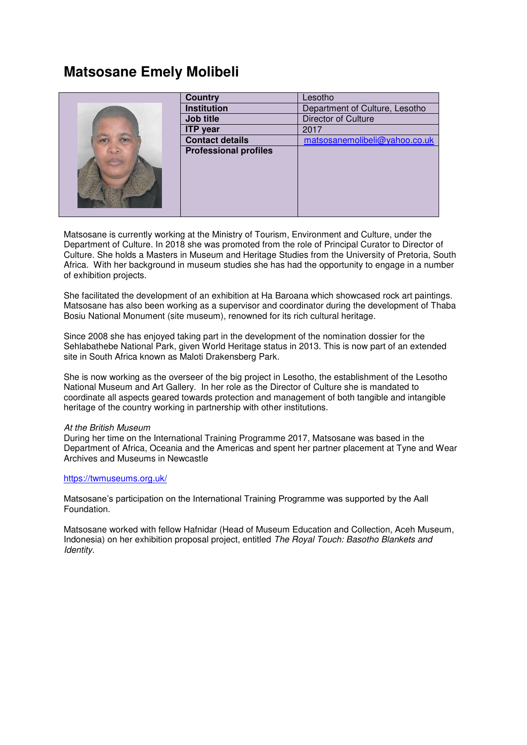# Matsosane Emely Molibeli

| | | |
|---|---|---|
| | **Country** | Lesotho |
| | **Institution** | Department of Culture, Lesotho |
| | **Job title** | Director of Culture |
| | **ITP year** | 2017 |
| | **Contact details** | matsosanemolibeli@yahoo.co.uk |
| | **Professional profiles** | |

Matsosane is currently working at the Ministry of Tourism, Environment and Culture, under the Department of Culture. In 2018 she was promoted from the role of Principal Curator to Director of Culture. She holds a Masters in Museum and Heritage Studies from the University of Pretoria, South Africa. With her background in museum studies she has had the opportunity to engage in a number of exhibition projects.

She facilitated the development of an exhibition at Ha Baroana which showcased rock art paintings. Matsosane has also been working as a supervisor and coordinator during the development of Thaba Bosiu National Monument (site museum), renowned for its rich cultural heritage.

Since 2008 she has enjoyed taking part in the development of the nomination dossier for the Sehlabathebe National Park, given World Heritage status in 2013. This is now part of an extended site in South Africa known as Maloti Drakensberg Park.

She is now working as the overseer of the big project in Lesotho, the establishment of the Lesotho National Museum and Art Gallery. In her role as the Director of Culture she is mandated to coordinate all aspects geared towards protection and management of both tangible and intangible heritage of the country working in partnership with other institutions.

*At the British Museum*
During her time on the International Training Programme 2017, Matsosane was based in the Department of Africa, Oceania and the Americas and spent her partner placement at Tyne and Wear Archives and Museums in Newcastle

https://twmuseums.org.uk/

Matsosane's participation on the International Training Programme was supported by the Aall Foundation.

Matsosane worked with fellow Hafnidar (Head of Museum Education and Collection, Aceh Museum, Indonesia) on her exhibition proposal project, entitled *The Royal Touch: Basotho Blankets and Identity*.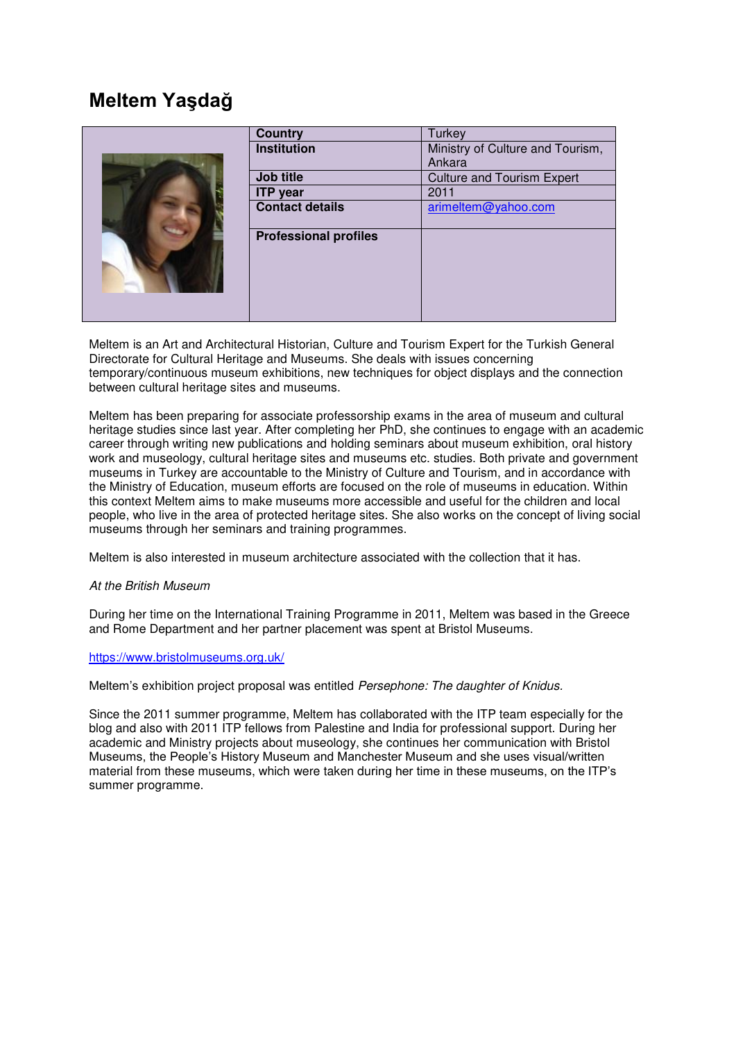# Meltem Yaşdağ

| | |
|---|---|
| **Country** | Turkey |
| **Institution** | Ministry of Culture and Tourism, Ankara |
| **Job title** | Culture and Tourism Expert |
| **ITP year** | 2011 |
| **Contact details** | arimeltem@yahoo.com |
| **Professional profiles** | |

Meltem is an Art and Architectural Historian, Culture and Tourism Expert for the Turkish General Directorate for Cultural Heritage and Museums. She deals with issues concerning temporary/continuous museum exhibitions, new techniques for object displays and the connection between cultural heritage sites and museums.

Meltem has been preparing for associate professorship exams in the area of museum and cultural heritage studies since last year. After completing her PhD, she continues to engage with an academic career through writing new publications and holding seminars about museum exhibition, oral history work and museology, cultural heritage sites and museums etc. studies. Both private and government museums in Turkey are accountable to the Ministry of Culture and Tourism, and in accordance with the Ministry of Education, museum efforts are focused on the role of museums in education. Within this context Meltem aims to make museums more accessible and useful for the children and local people, who live in the area of protected heritage sites. She also works on the concept of living social museums through her seminars and training programmes.

Meltem is also interested in museum architecture associated with the collection that it has.

*At the British Museum*

During her time on the International Training Programme in 2011, Meltem was based in the Greece and Rome Department and her partner placement was spent at Bristol Museums.

https://www.bristolmuseums.org.uk/

Meltem's exhibition project proposal was entitled *Persephone: The daughter of Knidus.*

Since the 2011 summer programme, Meltem has collaborated with the ITP team especially for the blog and also with 2011 ITP fellows from Palestine and India for professional support. During her academic and Ministry projects about museology, she continues her communication with Bristol Museums, the People's History Museum and Manchester Museum and she uses visual/written material from these museums, which were taken during her time in these museums, on the ITP's summer programme.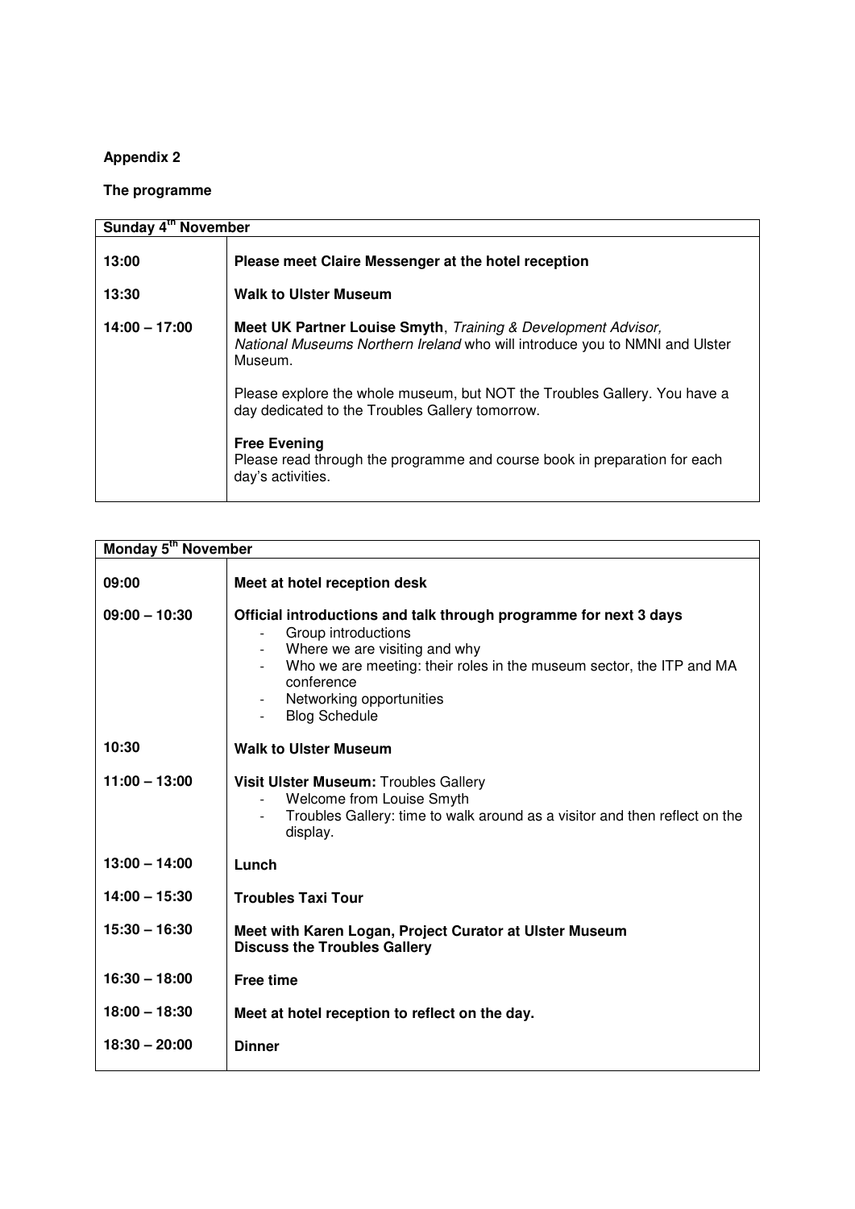**Appendix 2**

**The programme**

| **Sunday 4th November** | |
|---|---|
| **13:00** | **Please meet Claire Messenger at the hotel reception** |
| **13:30** | **Walk to Ulster Museum** |
| **14:00 – 17:00** | **Meet UK Partner Louise Smyth**, *Training & Development Advisor, National Museums Northern Ireland* who will introduce you to NMNI and Ulster Museum.<br><br>Please explore the whole museum, but NOT the Troubles Gallery. You have a day dedicated to the Troubles Gallery tomorrow.<br><br>**Free Evening**<br>Please read through the programme and course book in preparation for each day's activities. |

| **Monday 5th November** | |
|---|---|
| **09:00** | **Meet at hotel reception desk** |
| **09:00 – 10:30** | **Official introductions and talk through programme for next 3 days**<br>- Group introductions<br>- Where we are visiting and why<br>- Who we are meeting: their roles in the museum sector, the ITP and MA conference<br>- Networking opportunities<br>- Blog Schedule |
| **10:30** | **Walk to Ulster Museum** |
| **11:00 – 13:00** | **Visit Ulster Museum:** Troubles Gallery<br>- Welcome from Louise Smyth<br>- Troubles Gallery: time to walk around as a visitor and then reflect on the display. |
| **13:00 – 14:00** | **Lunch** |
| **14:00 – 15:30** | **Troubles Taxi Tour** |
| **15:30 – 16:30** | **Meet with Karen Logan, Project Curator at Ulster Museum**<br>**Discuss the Troubles Gallery** |
| **16:30 – 18:00** | **Free time** |
| **18:00 – 18:30** | **Meet at hotel reception to reflect on the day.** |
| **18:30 – 20:00** | **Dinner** |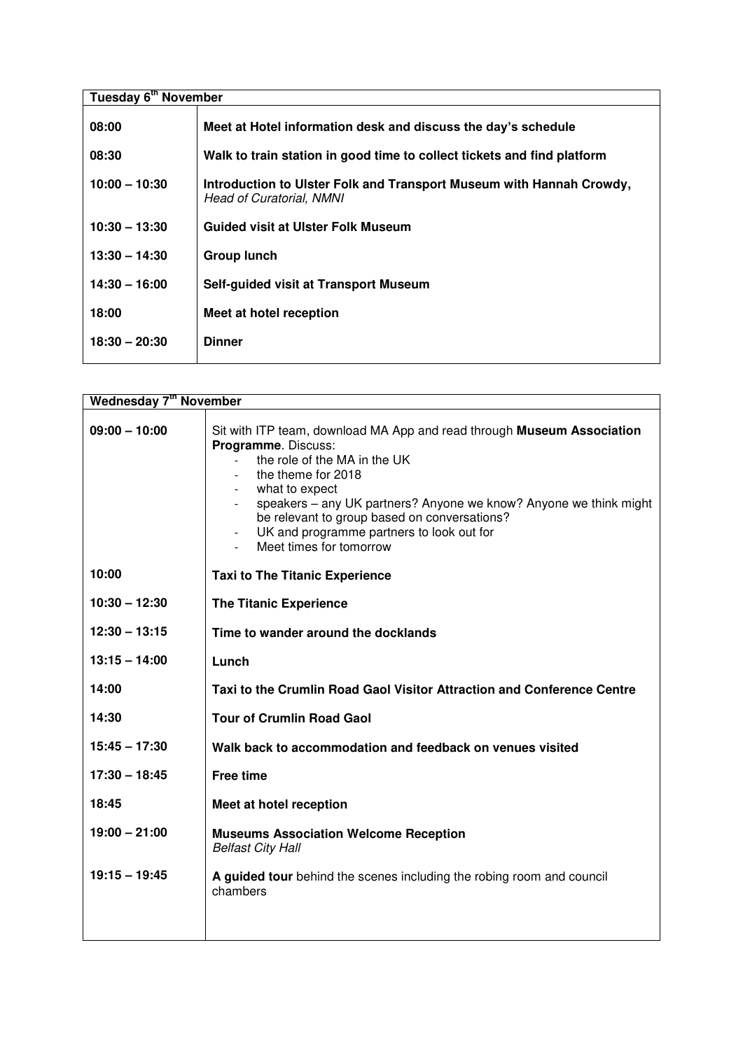| Tuesday 6th November | |
|---|---|
| **08:00** | **Meet at Hotel information desk and discuss the day's schedule** |
| **08:30** | **Walk to train station in good time to collect tickets and find platform** |
| **10:00 – 10:30** | **Introduction to Ulster Folk and Transport Museum with Hannah Crowdy,** *Head of Curatorial, NMNI* |
| **10:30 – 13:30** | **Guided visit at Ulster Folk Museum** |
| **13:30 – 14:30** | **Group lunch** |
| **14:30 – 16:00** | **Self-guided visit at Transport Museum** |
| **18:00** | **Meet at hotel reception** |
| **18:30 – 20:30** | **Dinner** |

| Wednesday 7th November | |
|---|---|
| **09:00 – 10:00** | Sit with ITP team, download MA App and read through **Museum Association Programme**. Discuss:<br>- the role of the MA in the UK<br>- the theme for 2018<br>- what to expect<br>- speakers – any UK partners? Anyone we know? Anyone we think might be relevant to group based on conversations?<br>- UK and programme partners to look out for<br>- Meet times for tomorrow |
| **10:00** | **Taxi to The Titanic Experience** |
| **10:30 – 12:30** | **The Titanic Experience** |
| **12:30 – 13:15** | **Time to wander around the docklands** |
| **13:15 – 14:00** | **Lunch** |
| **14:00** | **Taxi to the Crumlin Road Gaol Visitor Attraction and Conference Centre** |
| **14:30** | **Tour of Crumlin Road Gaol** |
| **15:45 – 17:30** | **Walk back to accommodation and feedback on venues visited** |
| **17:30 – 18:45** | **Free time** |
| **18:45** | **Meet at hotel reception** |
| **19:00 – 21:00** | **Museums Association Welcome Reception**<br>*Belfast City Hall* |
| **19:15 – 19:45** | **A guided tour** behind the scenes including the robing room and council chambers |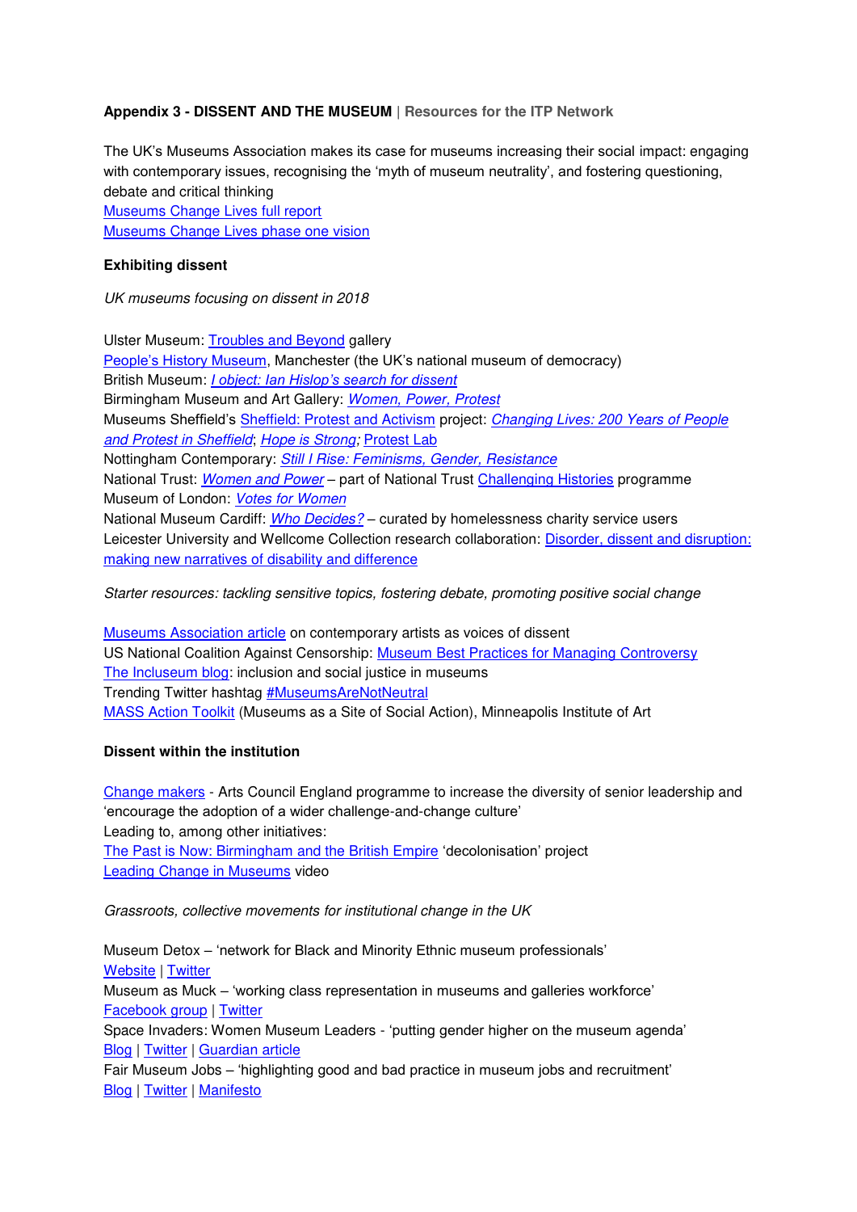**Appendix 3 - DISSENT AND THE MUSEUM** | **Resources for the ITP Network**

The UK's Museums Association makes its case for museums increasing their social impact: engaging with contemporary issues, recognising the 'myth of museum neutrality', and fostering questioning, debate and critical thinking
Museums Change Lives full report
Museums Change Lives phase one vision

**Exhibiting dissent**

*UK museums focusing on dissent in 2018*

Ulster Museum: Troubles and Beyond gallery
People's History Museum, Manchester (the UK's national museum of democracy)
British Museum: *I object: Ian Hislop's search for dissent*
Birmingham Museum and Art Gallery: *Women, Power, Protest*
Museums Sheffield's Sheffield: Protest and Activism project: *Changing Lives: 200 Years of People and Protest in Sheffield*; *Hope is Strong*; Protest Lab
Nottingham Contemporary: *Still I Rise: Feminisms, Gender, Resistance*
National Trust: *Women and Power* – part of National Trust Challenging Histories programme
Museum of London: *Votes for Women*
National Museum Cardiff: *Who Decides?* – curated by homelessness charity service users
Leicester University and Wellcome Collection research collaboration: Disorder, dissent and disruption: making new narratives of disability and difference

*Starter resources: tackling sensitive topics, fostering debate, promoting positive social change*

Museums Association article on contemporary artists as voices of dissent
US National Coalition Against Censorship: Museum Best Practices for Managing Controversy
The Incluseum blog: inclusion and social justice in museums
Trending Twitter hashtag #MuseumsAreNotNeutral
MASS Action Toolkit (Museums as a Site of Social Action), Minneapolis Institute of Art

**Dissent within the institution**

Change makers - Arts Council England programme to increase the diversity of senior leadership and 'encourage the adoption of a wider challenge-and-change culture'
Leading to, among other initiatives:
The Past is Now: Birmingham and the British Empire 'decolonisation' project
Leading Change in Museums video

*Grassroots, collective movements for institutional change in the UK*

Museum Detox – 'network for Black and Minority Ethnic museum professionals'
Website | Twitter
Museum as Muck – 'working class representation in museums and galleries workforce'
Facebook group | Twitter
Space Invaders: Women Museum Leaders - 'putting gender higher on the museum agenda'
Blog | Twitter | Guardian article
Fair Museum Jobs – 'highlighting good and bad practice in museum jobs and recruitment'
Blog | Twitter | Manifesto